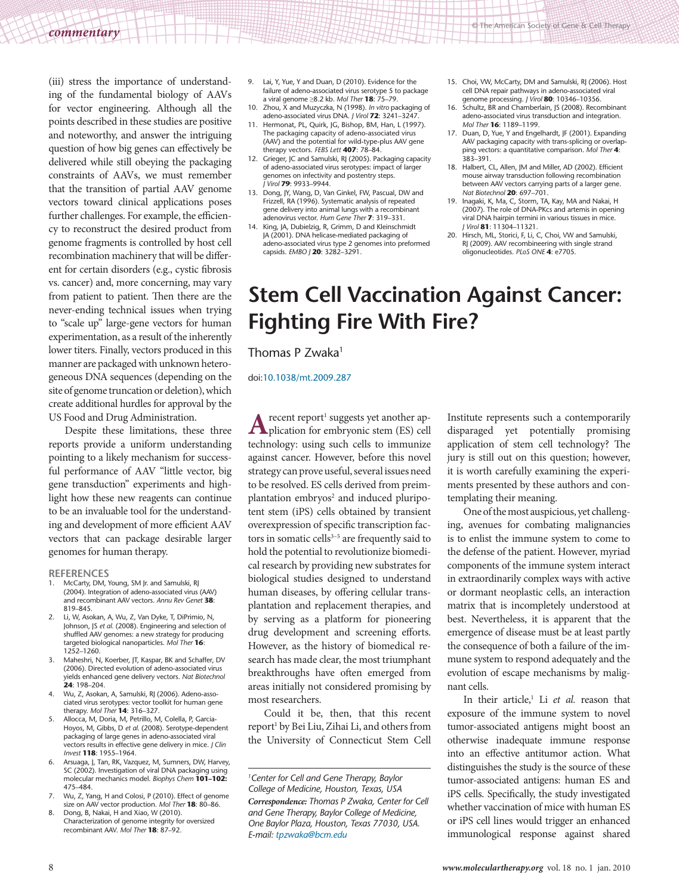(iii) stress the importance of understanding of the fundamental biology of AAVs for vector engineering. Although all the points described in these studies are positive and noteworthy, and answer the intriguing question of how big genes can effectively be delivered while still obeying the packaging constraints of AAVs, we must remember that the transition of partial AAV genome vectors toward clinical applications poses further challenges. For example, the efficiency to reconstruct the desired product from genome fragments is controlled by host cell recombination machinery that will be different for certain disorders (e.g., cystic fibrosis vs. cancer) and, more concerning, may vary from patient to patient. Then there are the never-ending technical issues when trying to "scale up" large-gene vectors for human experimentation, as a result of the inherently lower titers. Finally, vectors produced in this manner are packaged with unknown heterogeneous DNA sequences (depending on the site of genome truncation or deletion), which create additional hurdles for approval by the US Food and Drug Administration.

Despite these limitations, these three reports provide a uniform understanding pointing to a likely mechanism for successful performance of AAV "little vector, big gene transduction" experiments and highlight how these new reagents can continue to be an invaluable tool for the understanding and development of more efficient AAV vectors that can package desirable larger genomes for human therapy.

### REFERENCES

1. McCarty, DM, Young, SM Jr. and Samulski, RJ (2004). Integration of adeno-associated virus (AAV) and recombinant AAV vectors. *Annu Rev Genet* **38**: 819–845.
2. Li, W, Asokan, A, Wu, Z, Van Dyke, T, DiPrimio, N, Johnson, JS *et al.* (2008). Engineering and selection of shuffled AAV genomes: a new strategy for producing targeted biological nanoparticles. *Mol Ther* **16**: 1252–1260.
3. Maheshri, N, Koerber, JT, Kaspar, BK and Schaffer, DV (2006). Directed evolution of adeno-associated virus yields enhanced gene delivery vectors. *Nat Biotechnol* **24**: 198–204.
4. Wu, Z, Asokan, A, Samulski, RJ (2006). Adeno-associated virus serotypes: vector toolkit for human gene therapy. *Mol Ther* **14**: 316–327.
5. Allocca, M, Doria, M, Petrillo, M, Colella, P, Garcia-Hoyos, M, Gibbs, D *et al.* (2008). Serotype-dependent packaging of large genes in adeno-associated viral vectors results in effective gene delivery in mice. *J Clin Invest* **118**: 1955–1964.
6. Arsuaga, J, Tan, RK, Vazquez, M, Sumners, DW, Harvey, SC (2002). Investigation of viral DNA packaging using molecular mechanics model. *Biophys Chem* **101–102**: 475–484.
7. Wu, Z, Yang, H and Colosi, P (2010). Effect of genome size on AAV vector production. *Mol Ther* **18**: 80–86.
8. Dong, B, Nakai, H and Xiao, W (2010). Characterization of genome integrity for oversized recombinant AAV. *Mol Ther* **18**: 87–92.
9. Lai, Y, Yue, Y and Duan, D (2010). Evidence for the failure of adeno-associated virus serotype 5 to package a viral genome ≥8.2 kb. *Mol Ther* **18**: 75–79.
10. Zhou, X and Muzyczka, N (1998). *In vitro* packaging of adeno-associated virus DNA. *J Virol* **72**: 3241–3247.
11. Hermonat, PL, Quirk, JG, Bishop, BM, Han, L (1997). The packaging capacity of adeno-associated virus (AAV) and the potential for wild-type-plus AAV gene therapy vectors. *FEBS Lett* **407**: 78–84.
12. Grieger, JC and Samulski, RJ (2005). Packaging capacity of adeno-associated virus serotypes: impact of larger genomes on infectivity and postentry steps. *J Virol* **79**: 9933–9944.
13. Dong, JY, Wang, D, Van Ginkel, FW, Pascual, DW and Frizzell, RA (1996). Systematic analysis of repeated gene delivery into animal lungs with a recombinant adenovirus vector. *Hum Gene Ther* **7**: 319–331.
14. King, JA, Dubielzig, R, Grimm, D and Kleinschmidt JA (2001). DNA helicase-mediated packaging of adeno-associated virus type 2 genomes into preformed capsids. *EMBO J* **20**: 3282–3291.
15. Choi, VW, McCarty, DM and Samulski, RJ (2006). Host cell DNA repair pathways in adeno-associated viral genome processing. *J Virol* **80**: 10346–10356.
16. Schultz, BR and Chamberlain, JS (2008). Recombinant adeno-associated virus transduction and integration. *Mol Ther* **16**: 1189–1199.
17. Duan, D, Yue, Y and Engelhardt, JF (2001). Expanding AAV packaging capacity with trans-splicing or overlapping vectors: a quantitative comparison. *Mol Ther* **4**: 383–391.
18. Halbert, CL, Allen, JM and Miller, AD (2002). Efficient mouse airway transduction following recombination between AAV vectors carrying parts of a larger gene. *Nat Biotechnol* **20**: 697–701.
19. Inagaki, K, Ma, C, Storm, TA, Kay, MA and Nakai, H (2007). The role of DNA-PKcs and artemis in opening viral DNA hairpin termini in various tissues in mice. *J Virol* **81**: 11304–11321.
20. Hirsch, ML, Storici, F, Li, C, Choi, VW and Samulski, RJ (2009). AAV recombineering with single strand oligonucleotides. *PLoS ONE* **4**: e7705.

# Stem Cell Vaccination Against Cancer: Fighting Fire With Fire?

Thomas P Zwaka[1]

doi:10.1038/mt.2009.287

A recent report[1] suggests yet another application for embryonic stem (ES) cell technology: using such cells to immunize against cancer. However, before this novel strategy can prove useful, several issues need to be resolved. ES cells derived from preimplantation embryos[2] and induced pluripotent stem (iPS) cells obtained by transient overexpression of specific transcription factors in somatic cells[3–5] are frequently said to hold the potential to revolutionize biomedical research by providing new substrates for biological studies designed to understand human diseases, by offering cellular transplantation and replacement therapies, and by serving as a platform for pioneering drug development and screening efforts. However, as the history of biomedical research has made clear, the most triumphant breakthroughs have often emerged from areas initially not considered promising by most researchers.

Could it be, then, that this recent report[1] by Bei Liu, Zihai Li, and others from the University of Connecticut Stem Cell Institute represents such a contemporarily disparaged yet potentially promising application of stem cell technology? The jury is still out on this question; however, it is worth carefully examining the experiments presented by these authors and contemplating their meaning.

One of the most auspicious, yet challenging, avenues for combating malignancies is to enlist the immune system to come to the defense of the patient. However, myriad components of the immune system interact in extraordinarily complex ways with active or dormant neoplastic cells, an interaction matrix that is incompletely understood at best. Nevertheless, it is apparent that the emergence of disease must be at least partly the consequence of both a failure of the immune system to respond adequately and the evolution of escape mechanisms by malignant cells.

In their article,[1] Li *et al.* reason that exposure of the immune system to novel tumor-associated antigens might boost an otherwise inadequate immune response into an effective antitumor action. What distinguishes the study is the source of these tumor-associated antigens: human ES and iPS cells. Specifically, the study investigated whether vaccination of mice with human ES or iPS cell lines would trigger an enhanced immunological response against shared

[1]*Center for Cell and Gene Therapy, Baylor College of Medicine, Houston, Texas, USA*
***Correspondence:*** *Thomas P Zwaka, Center for Cell and Gene Therapy, Baylor College of Medicine, One Baylor Plaza, Houston, Texas 77030, USA. E-mail: tpzwaka@bcm.edu*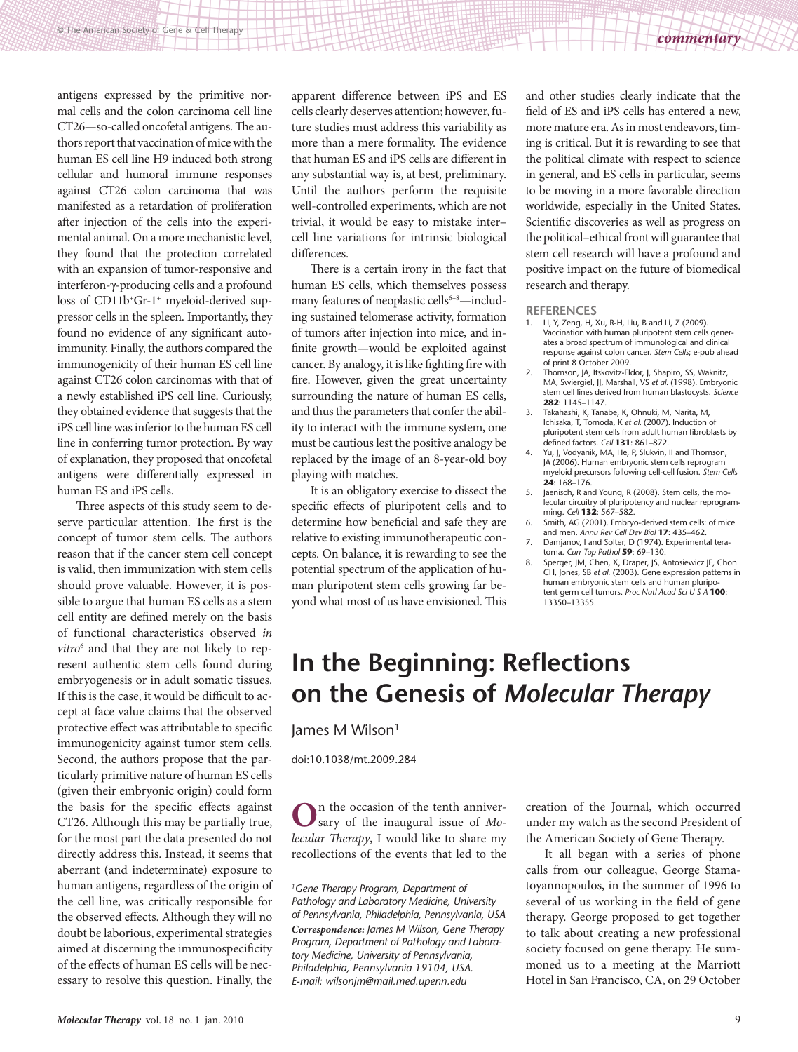antigens expressed by the primitive normal cells and the colon carcinoma cell line CT26—so-called oncofetal antigens. The authors report that vaccination of mice with the human ES cell line H9 induced both strong cellular and humoral immune responses against CT26 colon carcinoma that was manifested as a retardation of proliferation after injection of the cells into the experimental animal. On a more mechanistic level, they found that the protection correlated with an expansion of tumor-responsive and interferon-γ-producing cells and a profound loss of $CD11b^{+}Gr\text{-}1^{+}$ myeloid-derived suppressor cells in the spleen. Importantly, they found no evidence of any significant autoimmunity. Finally, the authors compared the immunogenicity of their human ES cell line against CT26 colon carcinomas with that of a newly established iPS cell line. Curiously, they obtained evidence that suggests that the iPS cell line was inferior to the human ES cell line in conferring tumor protection. By way of explanation, they proposed that oncofetal antigens were differentially expressed in human ES and iPS cells.

Three aspects of this study seem to deserve particular attention. The first is the concept of tumor stem cells. The authors reason that if the cancer stem cell concept is valid, then immunization with stem cells should prove valuable. However, it is possible to argue that human ES cells as a stem cell entity are defined merely on the basis of functional characteristics observed *in vitro*[6] and that they are not likely to represent authentic stem cells found during embryogenesis or in adult somatic tissues. If this is the case, it would be difficult to accept at face value claims that the observed protective effect was attributable to specific immunogenicity against tumor stem cells. Second, the authors propose that the particularly primitive nature of human ES cells (given their embryonic origin) could form the basis for the specific effects against CT26. Although this may be partially true, for the most part the data presented do not directly address this. Instead, it seems that aberrant (and indeterminate) exposure to human antigens, regardless of the origin of the cell line, was critically responsible for the observed effects. Although they will no doubt be laborious, experimental strategies aimed at discerning the immunospecificity of the effects of human ES cells will be necessary to resolve this question. Finally, the apparent difference between iPS and ES cells clearly deserves attention; however, future studies must address this variability as more than a mere formality. The evidence that human ES and iPS cells are different in any substantial way is, at best, preliminary. Until the authors perform the requisite well-controlled experiments, which are not trivial, it would be easy to mistake inter–cell line variations for intrinsic biological differences.

There is a certain irony in the fact that human ES cells, which themselves possess many features of neoplastic cells[6–8]—including sustained telomerase activity, formation of tumors after injection into mice, and infinite growth—would be exploited against cancer. By analogy, it is like fighting fire with fire. However, given the great uncertainty surrounding the nature of human ES cells, and thus the parameters that confer the ability to interact with the immune system, one must be cautious lest the positive analogy be replaced by the image of an 8-year-old boy playing with matches.

It is an obligatory exercise to dissect the specific effects of pluripotent cells and to determine how beneficial and safe they are relative to existing immunotherapeutic concepts. On balance, it is rewarding to see the potential spectrum of the application of human pluripotent stem cells growing far beyond what most of us have envisioned. This and other studies clearly indicate that the field of ES and iPS cells has entered a new, more mature era. As in most endeavors, timing is critical. But it is rewarding to see that the political climate with respect to science in general, and ES cells in particular, seems to be moving in a more favorable direction worldwide, especially in the United States. Scientific discoveries as well as progress on the political–ethical front will guarantee that stem cell research will have a profound and positive impact on the future of biomedical research and therapy.

## REFERENCES

1. Li, Y, Zeng, H, Xu, R-H, Liu, B and Li, Z (2009). Vaccination with human pluripotent stem cells generates a broad spectrum of immunological and clinical response against colon cancer. *Stem Cells*; e-pub ahead of print 8 October 2009.
2. Thomson, JA, Itskovitz-Eldor, J, Shapiro, SS, Waknitz, MA, Swiergiel, JJ, Marshall, VS *et al.* (1998). Embryonic stem cell lines derived from human blastocysts. *Science* **282**: 1145–1147.
3. Takahashi, K, Tanabe, K, Ohnuki, M, Narita, M, Ichisaka, T, Tomoda, K *et al.* (2007). Induction of pluripotent stem cells from adult human fibroblasts by defined factors. *Cell* **131**: 861–872.
4. Yu, J, Vodyanik, MA, He, P, Slukvin, II and Thomson, JA (2006). Human embryonic stem cells reprogram myeloid precursors following cell-cell fusion. *Stem Cells* **24**: 168–176.
5. Jaenisch, R and Young, R (2008). Stem cells, the molecular circuitry of pluripotency and nuclear reprogramming. *Cell* **132**: 567–582.
6. Smith, AG (2001). Embryo-derived stem cells: of mice and men. *Annu Rev Cell Dev Biol* **17**: 435–462.
7. Damjanov, I and Solter, D (1974). Experimental teratoma. *Curr Top Pathol* **59**: 69–130.
8. Sperger, JM, Chen, X, Draper, JS, Antosiewicz JE, Chon CH, Jones, SB *et al.* (2003). Gene expression patterns in human embryonic stem cells and human pluripotent germ cell tumors. *Proc Natl Acad Sci U S A* **100**: 13350–13355.

# In the Beginning: Reflections on the Genesis of *Molecular Therapy*

James M Wilson[1]

doi:10.1038/mt.2009.284

On the occasion of the tenth anniversary of the inaugural issue of *Molecular Therapy*, I would like to share my recollections of the events that led to the creation of the Journal, which occurred under my watch as the second President of the American Society of Gene Therapy.

[1]*Gene Therapy Program, Department of Pathology and Laboratory Medicine, University of Pennsylvania, Philadelphia, Pennsylvania, USA*
***Correspondence:*** *James M Wilson, Gene Therapy Program, Department of Pathology and Laboratory Medicine, University of Pennsylvania, Philadelphia, Pennsylvania 19104, USA. E-mail: wilsonjm@mail.med.upenn.edu*

It all began with a series of phone calls from our colleague, George Stamatoyannopoulos, in the summer of 1996 to several of us working in the field of gene therapy. George proposed to get together to talk about creating a new professional society focused on gene therapy. He summoned us to a meeting at the Marriott Hotel in San Francisco, CA, on 29 October